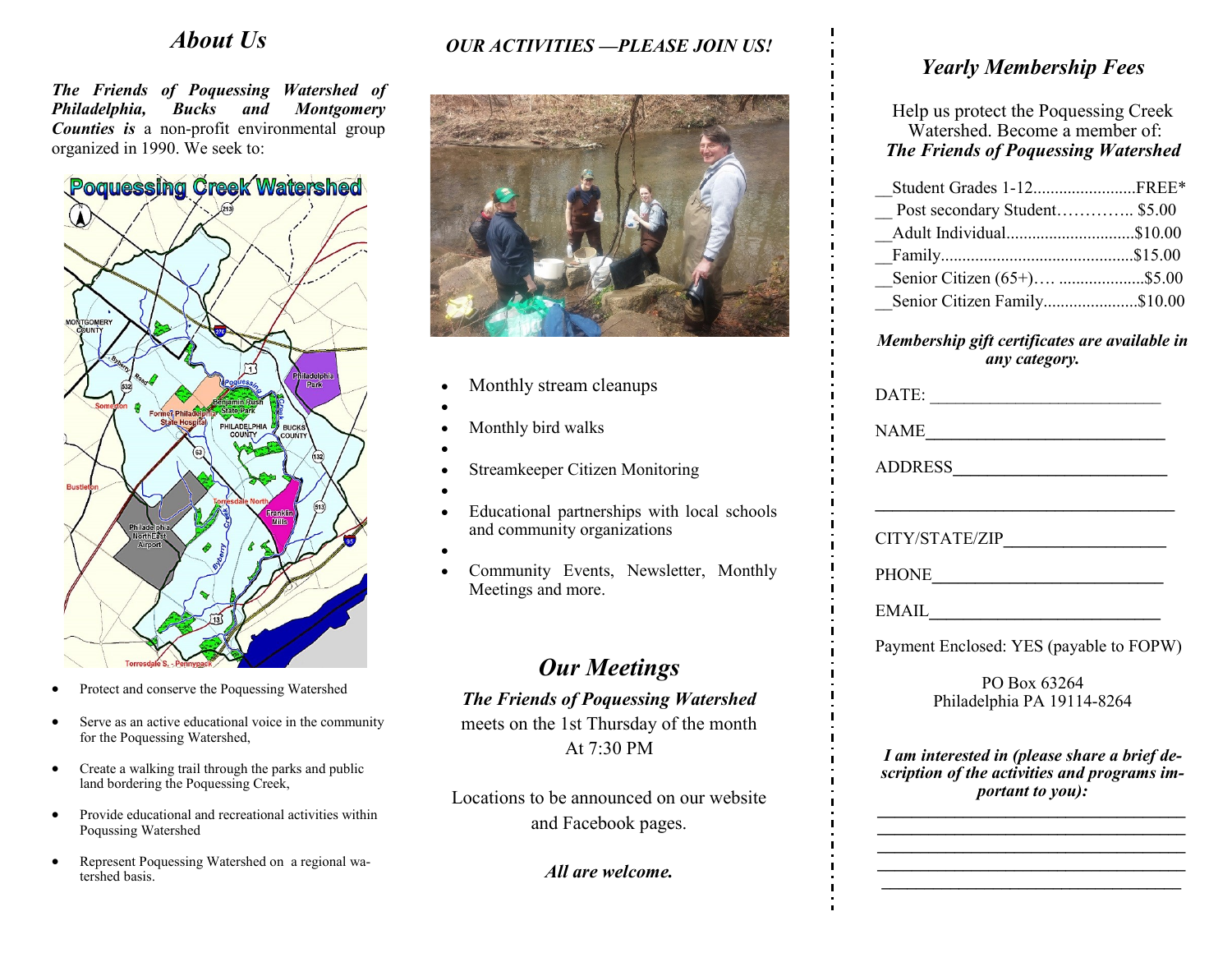## About Us

***The Friends of Poquessing Watershed of Philadelphia, Bucks and Montgomery Counties is*** a non-profit environmental group organized in 1990. We seek to:

- Protect and conserve the Poquessing Watershed
- Serve as an active educational voice in the community for the Poquessing Watershed,
- Create a walking trail through the parks and public land bordering the Poquessing Creek,
- Provide educational and recreational activities within Poqussing Watershed
- Represent Poquessing Watershed on a regional watershed basis.

## *OUR ACTIVITIES —PLEASE JOIN US!*

- Monthly stream cleanups
- Monthly bird walks
- Streamkeeper Citizen Monitoring
- Educational partnerships with local schools and community organizations
- Community Events, Newsletter, Monthly Meetings and more.

## *Our Meetings*

***The Friends of Poquessing Watershed*** meets on the 1st Thursday of the month At 7:30 PM

Locations to be announced on our website and Facebook pages.

***All are welcome.***

## *Yearly Membership Fees*

Help us protect the Poquessing Creek Watershed. Become a member of: ***The Friends of Poquessing Watershed***

__Student Grades 1-12........................FREE*
__ Post secondary Student………….. $5.00
__Adult Individual..............................$10.00
__Family............................................$15.00
__Senior Citizen (65+)…. ....................$5.00
__Senior Citizen Family......................$10.00

***Membership gift certificates are available in any category.***

DATE: ___________________________

NAME___________________________

ADDRESS________________________

_________________________________

CITY/STATE/ZIP__________________

PHONE__________________________

EMAIL__________________________

Payment Enclosed: YES (payable to FOPW)

PO Box 63264
Philadelphia PA 19114-8264

***I am interested in (please share a brief description of the activities and programs important to you):***

_________________________________
_________________________________
_________________________________
_________________________________
_________________________________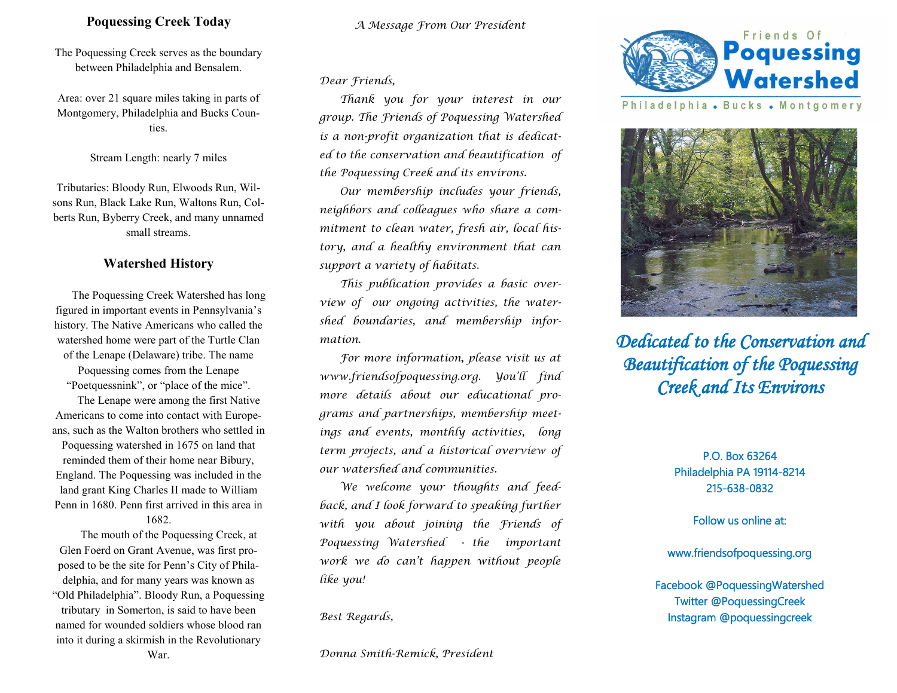## Poquessing Creek Today

The Poquessing Creek serves as the boundary between Philadelphia and Bensalem.

Area: over 21 square miles taking in parts of Montgomery, Philadelphia and Bucks Counties.

Stream Length: nearly 7 miles

Tributaries: Bloody Run, Elwoods Run, Wilsons Run, Black Lake Run, Waltons Run, Colberts Run, Byberry Creek, and many unnamed small streams.

## Watershed History

The Poquessing Creek Watershed has long figured in important events in Pennsylvania's history. The Native Americans who called the watershed home were part of the Turtle Clan of the Lenape (Delaware) tribe. The name Poquessing comes from the Lenape "Poetquessnink", or "place of the mice".

The Lenape were among the first Native Americans to come into contact with Europeans, such as the Walton brothers who settled in Poquessing watershed in 1675 on land that reminded them of their home near Bibury, England. The Poquessing was included in the land grant King Charles II made to William Penn in 1680. Penn first arrived in this area in 1682.

The mouth of the Poquessing Creek, at Glen Foerd on Grant Avenue, was first proposed to be the site for Penn's City of Philadelphia, and for many years was known as "Old Philadelphia". Bloody Run, a Poquessing tributary in Somerton, is said to have been named for wounded soldiers whose blood ran into it during a skirmish in the Revolutionary War.

*A Message From Our President*

*Dear Friends,*

*Thank you for your interest in our group. The Friends of Poquessing Watershed is a non-profit organization that is dedicated to the conservation and beautification of the Poquessing Creek and its environs.*

*Our membership includes your friends, neighbors and colleagues who share a commitment to clean water, fresh air, local history, and a healthy environment that can support a variety of habitats.*

*This publication provides a basic overview of our ongoing activities, the watershed boundaries, and membership information.*

*For more information, please visit us at www.friendsofpoquessing.org. You'll find more details about our educational programs and partnerships, membership meetings and events, monthly activities, long term projects, and a historical overview of our watershed and communities.*

*We welcome your thoughts and feedback, and I look forward to speaking further with you about joining the Friends of Poquessing Watershed - the important work we do can't happen without people like you!*

*Best Regards,*

*Donna Smith-Remick, President*

# Friends Of Poquessing Watershed

Philadelphia • Bucks • Montgomery

*Dedicated to the Conservation and Beautification of the Poquessing Creek and Its Environs*

P.O. Box 63264
Philadelphia PA 19114-8214
215-638-0832

Follow us online at:

www.friendsofpoquessing.org

Facebook @PoquessingWatershed
Twitter @PoquessingCreek
Instagram @poquessingcreek